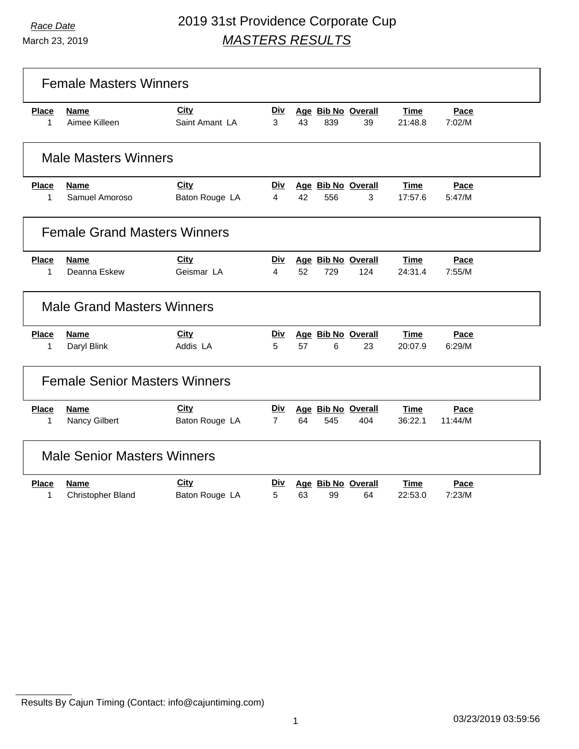*Race Date*

March 23, 2019

# 2019 31st Providence Corporate Cup

## *MASTERS RESULTS*

### Female Masters Winners

| Place | Name | City | Div | Age | Bib No | Overall | Time | Pace |
|---|---|---|---|---|---|---|---|---|
| 1 | Aimee Killeen | Saint Amant LA | 3 | 43 | 839 | 39 | 21:48.8 | 7:02/M |

### Male Masters Winners

| Place | Name | City | Div | Age | Bib No | Overall | Time | Pace |
|---|---|---|---|---|---|---|---|---|
| 1 | Samuel Amoroso | Baton Rouge LA | 4 | 42 | 556 | 3 | 17:57.6 | 5:47/M |

### Female Grand Masters Winners

| Place | Name | City | Div | Age | Bib No | Overall | Time | Pace |
|---|---|---|---|---|---|---|---|---|
| 1 | Deanna Eskew | Geismar LA | 4 | 52 | 729 | 124 | 24:31.4 | 7:55/M |

### Male Grand Masters Winners

| Place | Name | City | Div | Age | Bib No | Overall | Time | Pace |
|---|---|---|---|---|---|---|---|---|
| 1 | Daryl Blink | Addis LA | 5 | 57 | 6 | 23 | 20:07.9 | 6:29/M |

### Female Senior Masters Winners

| Place | Name | City | Div | Age | Bib No | Overall | Time | Pace |
|---|---|---|---|---|---|---|---|---|
| 1 | Nancy Gilbert | Baton Rouge LA | 7 | 64 | 545 | 404 | 36:22.1 | 11:44/M |

### Male Senior Masters Winners

| Place | Name | City | Div | Age | Bib No | Overall | Time | Pace |
|---|---|---|---|---|---|---|---|---|
| 1 | Christopher Bland | Baton Rouge LA | 5 | 63 | 99 | 64 | 22:53.0 | 7:23/M |

Results By Cajun Timing (Contact: info@cajuntiming.com)

03/23/2019 03:59:56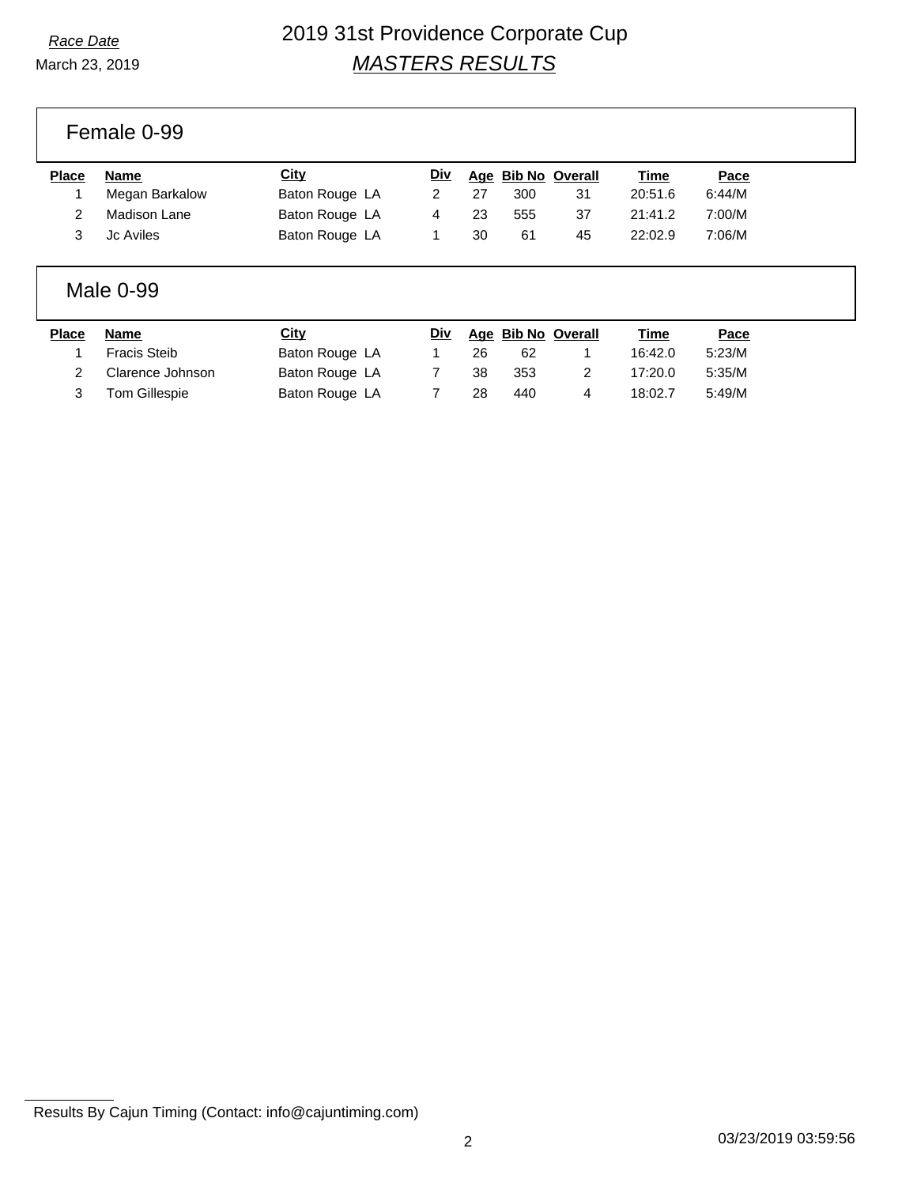*Race Date*

March 23, 2019

# 2019 31st Providence Corporate Cup

## *MASTERS RESULTS*

### Female 0-99

| Place | Name | City | Div | Age | Bib No | Overall | Time | Pace |
|---|---|---|---|---|---|---|---|---|
| 1 | Megan Barkalow | Baton Rouge LA | 2 | 27 | 300 | 31 | 20:51.6 | 6:44/M |
| 2 | Madison Lane | Baton Rouge LA | 4 | 23 | 555 | 37 | 21:41.2 | 7:00/M |
| 3 | Jc Aviles | Baton Rouge LA | 1 | 30 | 61 | 45 | 22:02.9 | 7:06/M |

### Male 0-99

| Place | Name | City | Div | Age | Bib No | Overall | Time | Pace |
|---|---|---|---|---|---|---|---|---|
| 1 | Fracis Steib | Baton Rouge LA | 1 | 26 | 62 | 1 | 16:42.0 | 5:23/M |
| 2 | Clarence Johnson | Baton Rouge LA | 7 | 38 | 353 | 2 | 17:20.0 | 5:35/M |
| 3 | Tom Gillespie | Baton Rouge LA | 7 | 28 | 440 | 4 | 18:02.7 | 5:49/M |

Results By Cajun Timing (Contact: info@cajuntiming.com)

03/23/2019 03:59:56